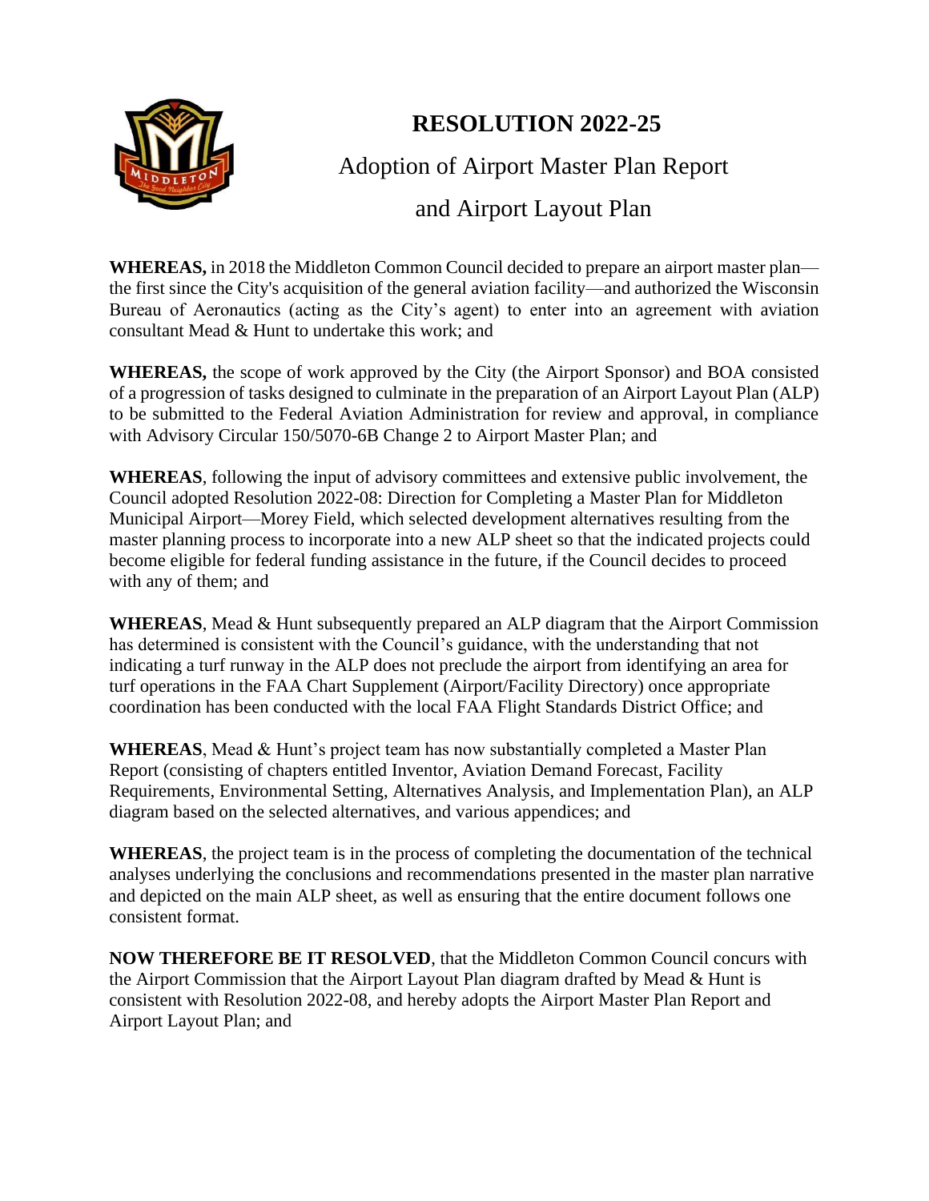# RESOLUTION 2022-25

## Adoption of Airport Master Plan Report and Airport Layout Plan

**WHEREAS,** in 2018 the Middleton Common Council decided to prepare an airport master plan—the first since the City's acquisition of the general aviation facility—and authorized the Wisconsin Bureau of Aeronautics (acting as the City's agent) to enter into an agreement with aviation consultant Mead & Hunt to undertake this work; and

**WHEREAS,** the scope of work approved by the City (the Airport Sponsor) and BOA consisted of a progression of tasks designed to culminate in the preparation of an Airport Layout Plan (ALP) to be submitted to the Federal Aviation Administration for review and approval, in compliance with Advisory Circular 150/5070-6B Change 2 to Airport Master Plan; and

**WHEREAS**, following the input of advisory committees and extensive public involvement, the Council adopted Resolution 2022-08: Direction for Completing a Master Plan for Middleton Municipal Airport—Morey Field, which selected development alternatives resulting from the master planning process to incorporate into a new ALP sheet so that the indicated projects could become eligible for federal funding assistance in the future, if the Council decides to proceed with any of them; and

**WHEREAS**, Mead & Hunt subsequently prepared an ALP diagram that the Airport Commission has determined is consistent with the Council's guidance, with the understanding that not indicating a turf runway in the ALP does not preclude the airport from identifying an area for turf operations in the FAA Chart Supplement (Airport/Facility Directory) once appropriate coordination has been conducted with the local FAA Flight Standards District Office; and

**WHEREAS**, Mead & Hunt's project team has now substantially completed a Master Plan Report (consisting of chapters entitled Inventor, Aviation Demand Forecast, Facility Requirements, Environmental Setting, Alternatives Analysis, and Implementation Plan), an ALP diagram based on the selected alternatives, and various appendices; and

**WHEREAS**, the project team is in the process of completing the documentation of the technical analyses underlying the conclusions and recommendations presented in the master plan narrative and depicted on the main ALP sheet, as well as ensuring that the entire document follows one consistent format.

**NOW THEREFORE BE IT RESOLVED**, that the Middleton Common Council concurs with the Airport Commission that the Airport Layout Plan diagram drafted by Mead & Hunt is consistent with Resolution 2022-08, and hereby adopts the Airport Master Plan Report and Airport Layout Plan; and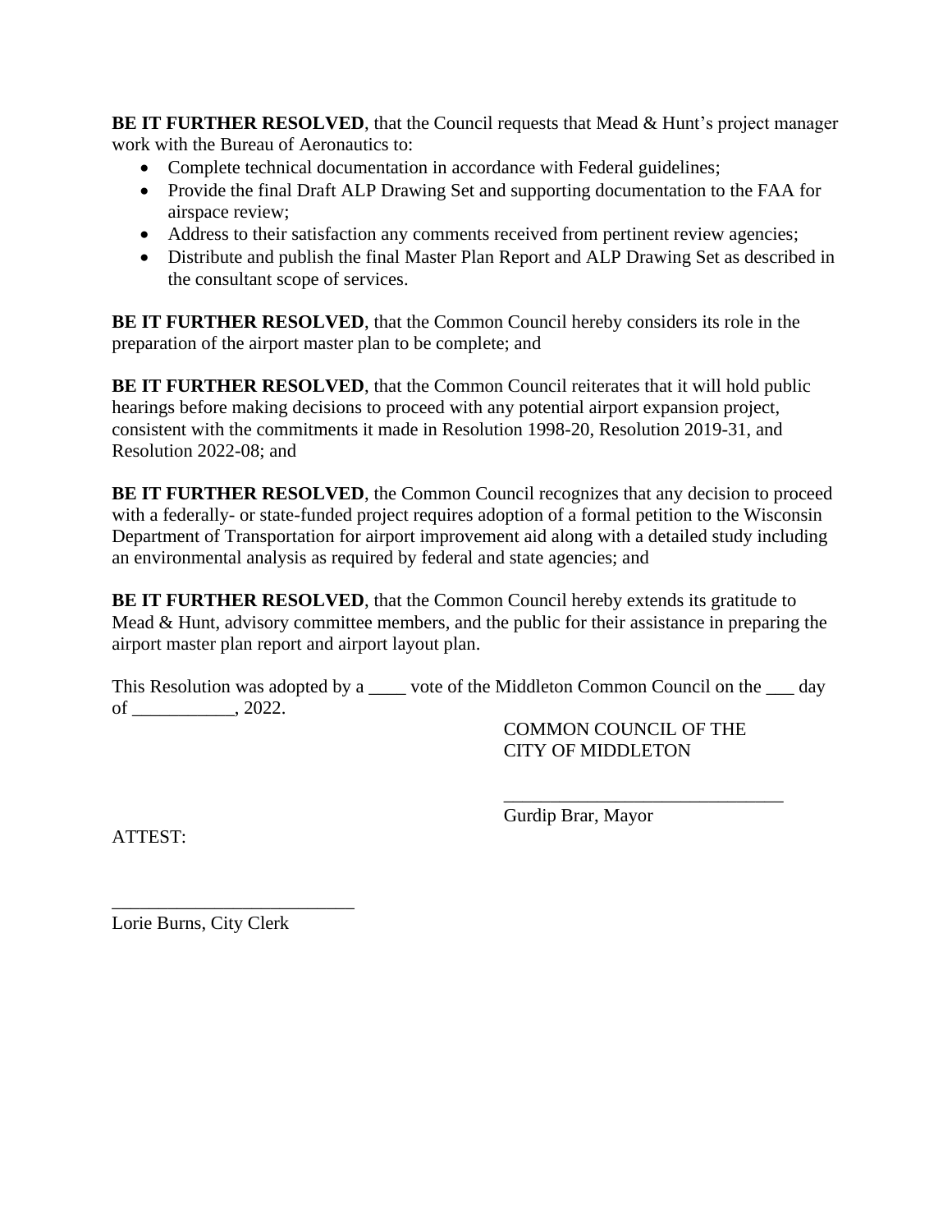**BE IT FURTHER RESOLVED**, that the Council requests that Mead & Hunt's project manager work with the Bureau of Aeronautics to:

- Complete technical documentation in accordance with Federal guidelines;
- Provide the final Draft ALP Drawing Set and supporting documentation to the FAA for airspace review;
- Address to their satisfaction any comments received from pertinent review agencies;
- Distribute and publish the final Master Plan Report and ALP Drawing Set as described in the consultant scope of services.

**BE IT FURTHER RESOLVED**, that the Common Council hereby considers its role in the preparation of the airport master plan to be complete; and

**BE IT FURTHER RESOLVED**, that the Common Council reiterates that it will hold public hearings before making decisions to proceed with any potential airport expansion project, consistent with the commitments it made in Resolution 1998-20, Resolution 2019-31, and Resolution 2022-08; and

**BE IT FURTHER RESOLVED**, the Common Council recognizes that any decision to proceed with a federally- or state-funded project requires adoption of a formal petition to the Wisconsin Department of Transportation for airport improvement aid along with a detailed study including an environmental analysis as required by federal and state agencies; and

**BE IT FURTHER RESOLVED**, that the Common Council hereby extends its gratitude to Mead & Hunt, advisory committee members, and the public for their assistance in preparing the airport master plan report and airport layout plan.

This Resolution was adopted by a ____ vote of the Middleton Common Council on the ___ day of ___________, 2022.

COMMON COUNCIL OF THE
CITY OF MIDDLETON

______________________________
Gurdip Brar, Mayor

ATTEST:

__________________________
Lorie Burns, City Clerk